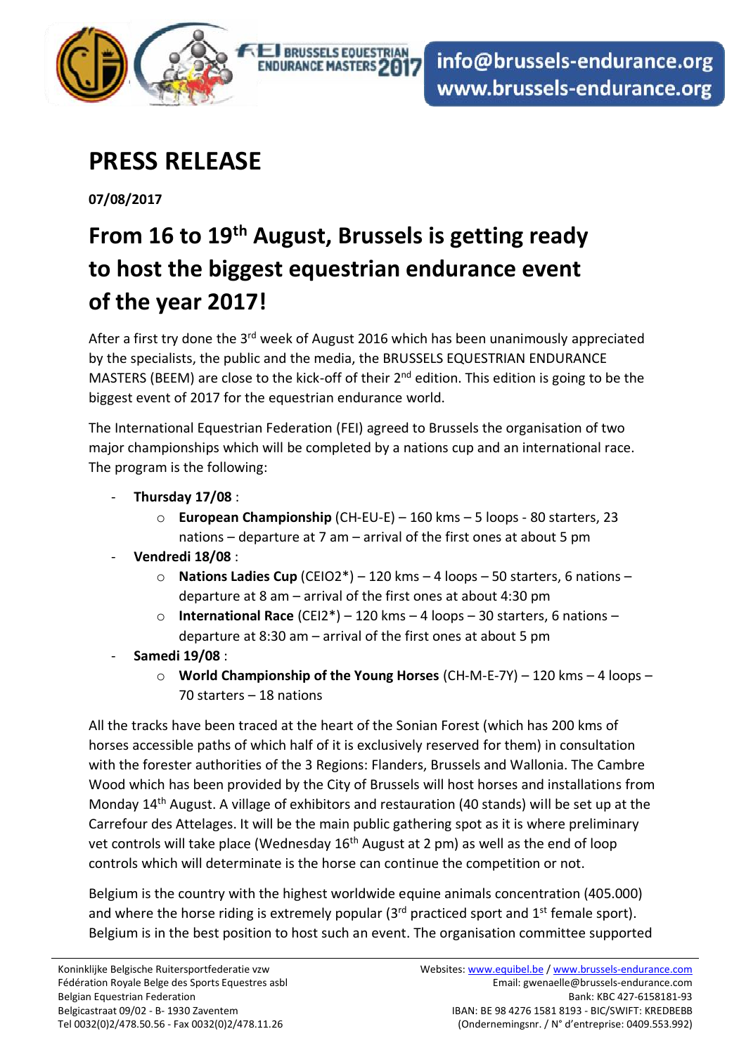info@brussels-endurance.org
www.brussels-endurance.org

# PRESS RELEASE

**07/08/2017**

## From 16 to 19th August, Brussels is getting ready to host the biggest equestrian endurance event of the year 2017!

After a first try done the 3rd week of August 2016 which has been unanimously appreciated by the specialists, the public and the media, the BRUSSELS EQUESTRIAN ENDURANCE MASTERS (BEEM) are close to the kick-off of their 2nd edition. This edition is going to be the biggest event of 2017 for the equestrian endurance world.

The International Equestrian Federation (FEI) agreed to Brussels the organisation of two major championships which will be completed by a nations cup and an international race. The program is the following:

- **Thursday 17/08** :
  - **European Championship** (CH-EU-E) – 160 kms – 5 loops - 80 starters, 23 nations – departure at 7 am – arrival of the first ones at about 5 pm
- **Vendredi 18/08** :
  - **Nations Ladies Cup** (CEIO2*) – 120 kms – 4 loops – 50 starters, 6 nations – departure at 8 am – arrival of the first ones at about 4:30 pm
  - **International Race** (CEI2*) – 120 kms – 4 loops – 30 starters, 6 nations – departure at 8:30 am – arrival of the first ones at about 5 pm
- **Samedi 19/08** :
  - **World Championship of the Young Horses** (CH-M-E-7Y) – 120 kms – 4 loops – 70 starters – 18 nations

All the tracks have been traced at the heart of the Sonian Forest (which has 200 kms of horses accessible paths of which half of it is exclusively reserved for them) in consultation with the forester authorities of the 3 Regions: Flanders, Brussels and Wallonia. The Cambre Wood which has been provided by the City of Brussels will host horses and installations from Monday 14th August. A village of exhibitors and restauration (40 stands) will be set up at the Carrefour des Attelages. It will be the main public gathering spot as it is where preliminary vet controls will take place (Wednesday 16th August at 2 pm) as well as the end of loop controls which will determinate is the horse can continue the competition or not.

Belgium is the country with the highest worldwide equine animals concentration (405.000) and where the horse riding is extremely popular (3rd practiced sport and 1st female sport). Belgium is in the best position to host such an event. The organisation committee supported

Koninklijke Belgische Ruitersportfederatie vzw
Fédération Royale Belge des Sports Equestres asbl
Belgian Equestrian Federation
Belgicastraat 09/02 - B- 1930 Zaventem
Tel 0032(0)2/478.50.56 - Fax 0032(0)2/478.11.26

Websites: www.equibel.be / www.brussels-endurance.com
Email: gwenaelle@brussels-endurance.com
Bank: KBC 427-6158181-93
IBAN: BE 98 4276 1581 8193 - BIC/SWIFT: KREDBEBB
(Ondernemingsnr. / N° d'entreprise: 0409.553.992)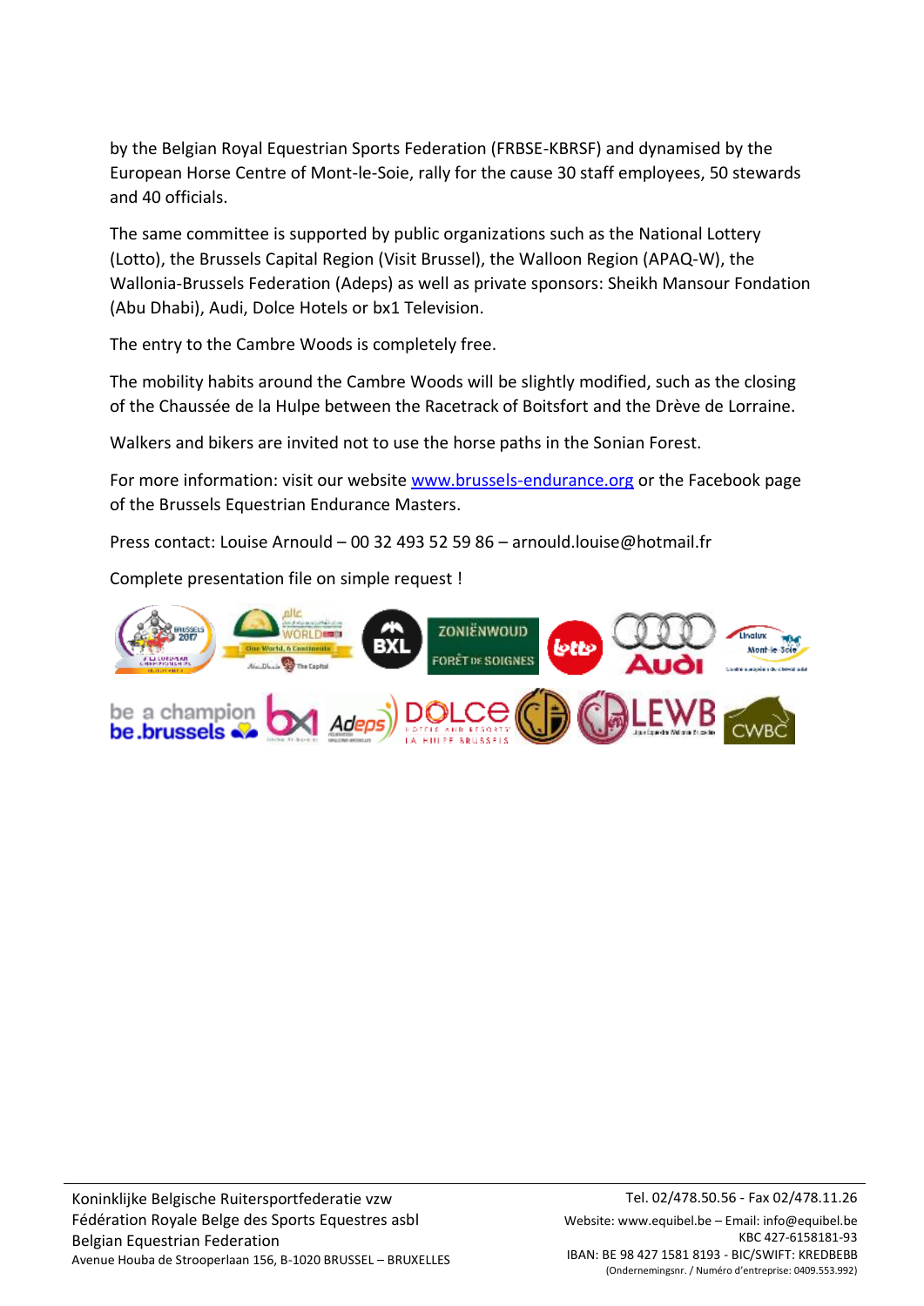by the Belgian Royal Equestrian Sports Federation (FRBSE-KBRSF) and dynamised by the European Horse Centre of Mont-le-Soie, rally for the cause 30 staff employees, 50 stewards and 40 officials.

The same committee is supported by public organizations such as the National Lottery (Lotto), the Brussels Capital Region (Visit Brussel), the Walloon Region (APAQ-W), the Wallonia-Brussels Federation (Adeps) as well as private sponsors: Sheikh Mansour Fondation (Abu Dhabi), Audi, Dolce Hotels or bx1 Television.

The entry to the Cambre Woods is completely free.

The mobility habits around the Cambre Woods will be slightly modified, such as the closing of the Chaussée de la Hulpe between the Racetrack of Boitsfort and the Drève de Lorraine.

Walkers and bikers are invited not to use the horse paths in the Sonian Forest.

For more information: visit our website [www.brussels-endurance.org](http://www.brussels-endurance.org) or the Facebook page of the Brussels Equestrian Endurance Masters.

Press contact: Louise Arnould – 00 32 493 52 59 86 – arnould.louise@hotmail.fr

Complete presentation file on simple request !

Koninklijke Belgische Ruitersportfederatie vzw
Fédération Royale Belge des Sports Equestres asbl
Belgian Equestrian Federation
Avenue Houba de Strooperlaan 156, B-1020 BRUSSEL – BRUXELLES

Tel. 02/478.50.56 - Fax 02/478.11.26
Website: www.equibel.be – Email: info@equibel.be
KBC 427-6158181-93
IBAN: BE 98 427 1581 8193 - BIC/SWIFT: KREDBEBB
(Ondernemingsnr. / Numéro d'entreprise: 0409.553.992)